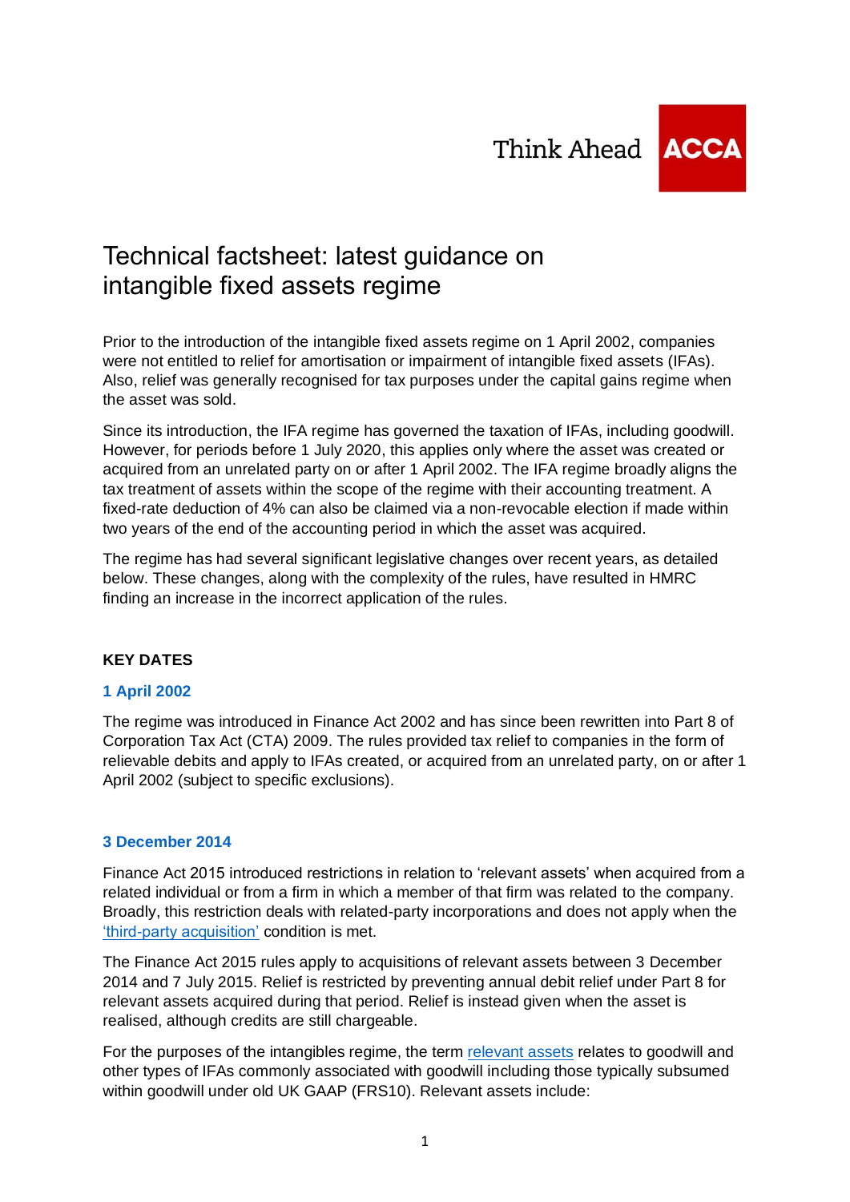Think Ahead ACCA

# Technical factsheet: latest guidance on intangible fixed assets regime

Prior to the introduction of the intangible fixed assets regime on 1 April 2002, companies were not entitled to relief for amortisation or impairment of intangible fixed assets (IFAs). Also, relief was generally recognised for tax purposes under the capital gains regime when the asset was sold.

Since its introduction, the IFA regime has governed the taxation of IFAs, including goodwill. However, for periods before 1 July 2020, this applies only where the asset was created or acquired from an unrelated party on or after 1 April 2002. The IFA regime broadly aligns the tax treatment of assets within the scope of the regime with their accounting treatment. A fixed-rate deduction of 4% can also be claimed via a non-revocable election if made within two years of the end of the accounting period in which the asset was acquired.

The regime has had several significant legislative changes over recent years, as detailed below. These changes, along with the complexity of the rules, have resulted in HMRC finding an increase in the incorrect application of the rules.

## KEY DATES

### 1 April 2002

The regime was introduced in Finance Act 2002 and has since been rewritten into Part 8 of Corporation Tax Act (CTA) 2009. The rules provided tax relief to companies in the form of relievable debits and apply to IFAs created, or acquired from an unrelated party, on or after 1 April 2002 (subject to specific exclusions).

### 3 December 2014

Finance Act 2015 introduced restrictions in relation to 'relevant assets' when acquired from a related individual or from a firm in which a member of that firm was related to the company. Broadly, this restriction deals with related-party incorporations and does not apply when the 'third-party acquisition' condition is met.

The Finance Act 2015 rules apply to acquisitions of relevant assets between 3 December 2014 and 7 July 2015. Relief is restricted by preventing annual debit relief under Part 8 for relevant assets acquired during that period. Relief is instead given when the asset is realised, although credits are still chargeable.

For the purposes of the intangibles regime, the term relevant assets relates to goodwill and other types of IFAs commonly associated with goodwill including those typically subsumed within goodwill under old UK GAAP (FRS10). Relevant assets include: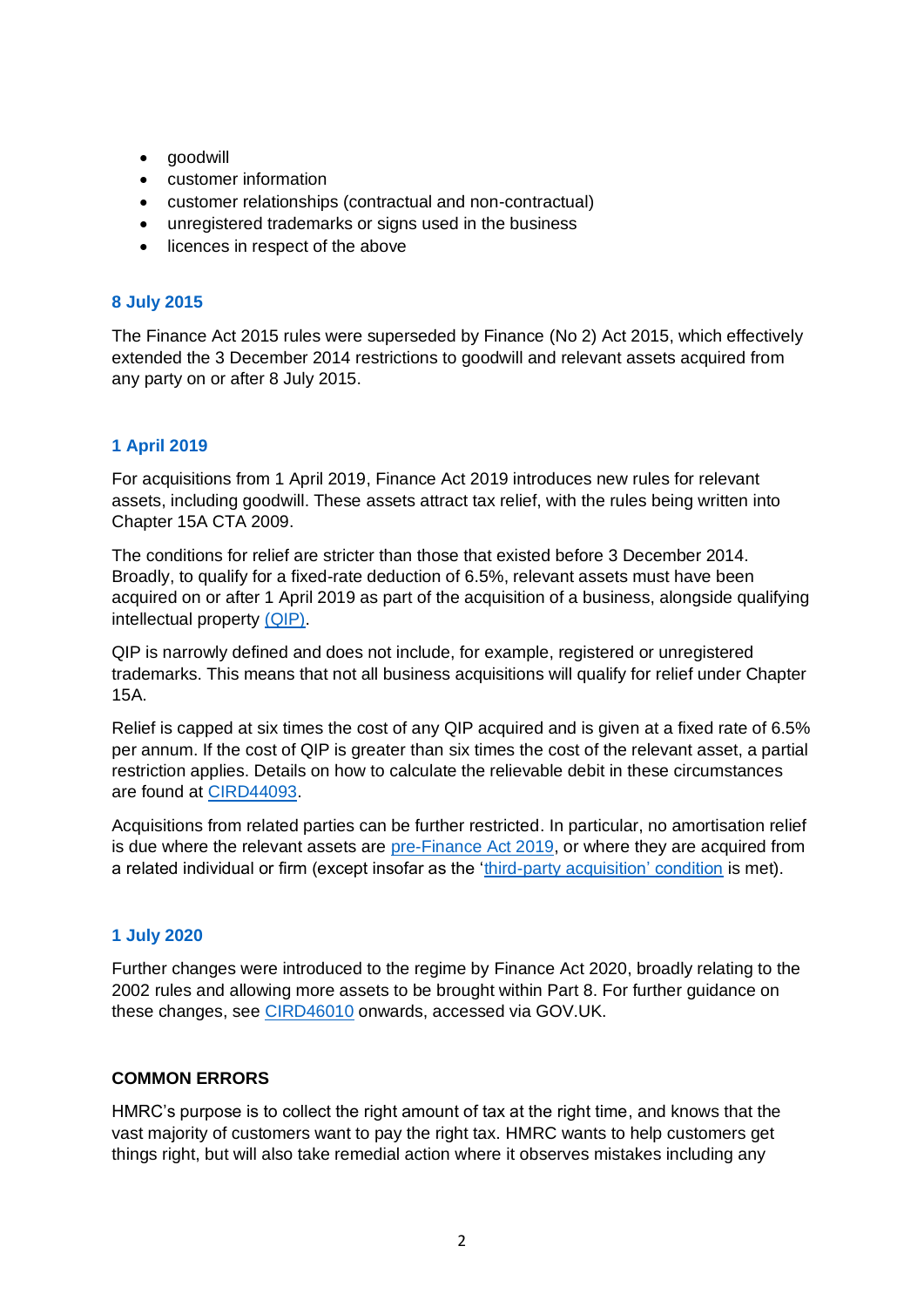- goodwill
- customer information
- customer relationships (contractual and non-contractual)
- unregistered trademarks or signs used in the business
- licences in respect of the above

### 8 July 2015

The Finance Act 2015 rules were superseded by Finance (No 2) Act 2015, which effectively extended the 3 December 2014 restrictions to goodwill and relevant assets acquired from any party on or after 8 July 2015.

### 1 April 2019

For acquisitions from 1 April 2019, Finance Act 2019 introduces new rules for relevant assets, including goodwill. These assets attract tax relief, with the rules being written into Chapter 15A CTA 2009.

The conditions for relief are stricter than those that existed before 3 December 2014. Broadly, to qualify for a fixed-rate deduction of 6.5%, relevant assets must have been acquired on or after 1 April 2019 as part of the acquisition of a business, alongside qualifying intellectual property (QIP).

QIP is narrowly defined and does not include, for example, registered or unregistered trademarks. This means that not all business acquisitions will qualify for relief under Chapter 15A.

Relief is capped at six times the cost of any QIP acquired and is given at a fixed rate of 6.5% per annum. If the cost of QIP is greater than six times the cost of the relevant asset, a partial restriction applies. Details on how to calculate the relievable debit in these circumstances are found at CIRD44093.

Acquisitions from related parties can be further restricted. In particular, no amortisation relief is due where the relevant assets are pre-Finance Act 2019, or where they are acquired from a related individual or firm (except insofar as the 'third-party acquisition' condition is met).

### 1 July 2020

Further changes were introduced to the regime by Finance Act 2020, broadly relating to the 2002 rules and allowing more assets to be brought within Part 8. For further guidance on these changes, see CIRD46010 onwards, accessed via GOV.UK.

## COMMON ERRORS

HMRC's purpose is to collect the right amount of tax at the right time, and knows that the vast majority of customers want to pay the right tax. HMRC wants to help customers get things right, but will also take remedial action where it observes mistakes including any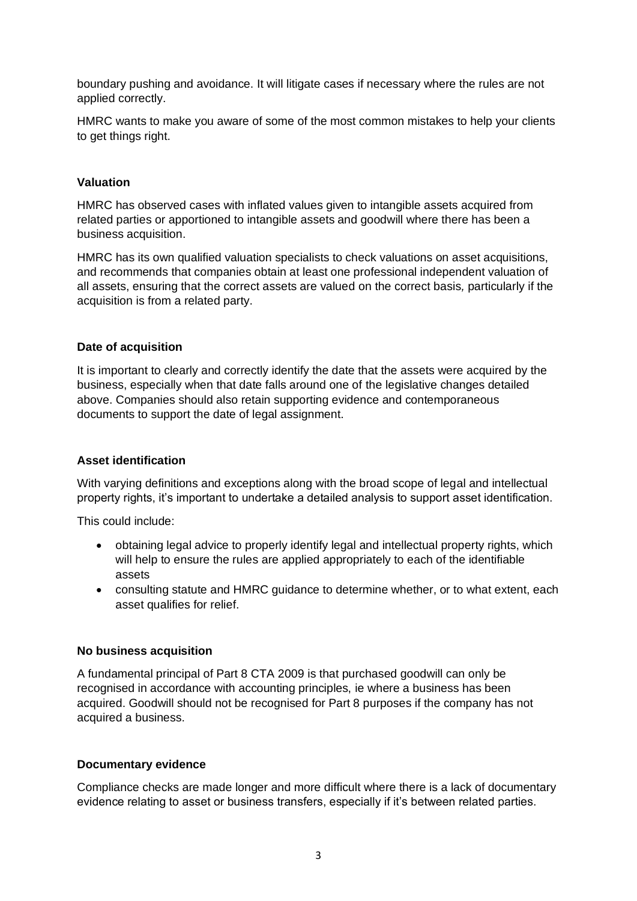boundary pushing and avoidance. It will litigate cases if necessary where the rules are not applied correctly.

HMRC wants to make you aware of some of the most common mistakes to help your clients to get things right.

### Valuation

HMRC has observed cases with inflated values given to intangible assets acquired from related parties or apportioned to intangible assets and goodwill where there has been a business acquisition.

HMRC has its own qualified valuation specialists to check valuations on asset acquisitions, and recommends that companies obtain at least one professional independent valuation of all assets, ensuring that the correct assets are valued on the correct basis, particularly if the acquisition is from a related party.

### Date of acquisition

It is important to clearly and correctly identify the date that the assets were acquired by the business, especially when that date falls around one of the legislative changes detailed above. Companies should also retain supporting evidence and contemporaneous documents to support the date of legal assignment.

### Asset identification

With varying definitions and exceptions along with the broad scope of legal and intellectual property rights, it's important to undertake a detailed analysis to support asset identification.

This could include:

- obtaining legal advice to properly identify legal and intellectual property rights, which will help to ensure the rules are applied appropriately to each of the identifiable assets
- consulting statute and HMRC guidance to determine whether, or to what extent, each asset qualifies for relief.

### No business acquisition

A fundamental principal of Part 8 CTA 2009 is that purchased goodwill can only be recognised in accordance with accounting principles, ie where a business has been acquired. Goodwill should not be recognised for Part 8 purposes if the company has not acquired a business.

### Documentary evidence

Compliance checks are made longer and more difficult where there is a lack of documentary evidence relating to asset or business transfers, especially if it's between related parties.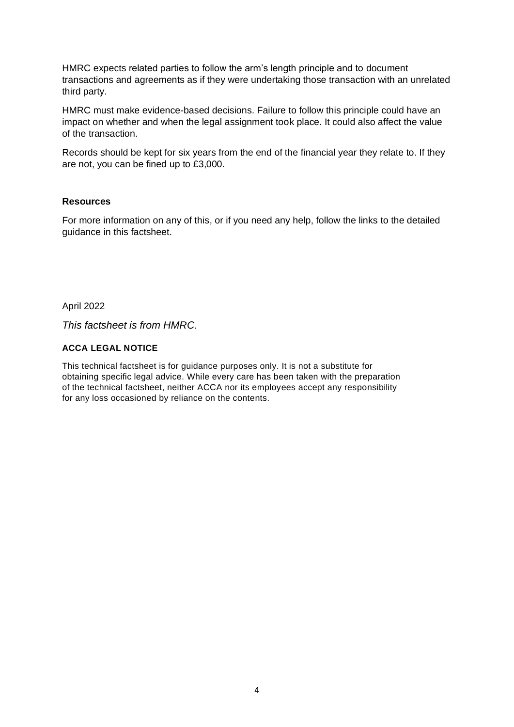HMRC expects related parties to follow the arm's length principle and to document transactions and agreements as if they were undertaking those transaction with an unrelated third party.

HMRC must make evidence-based decisions. Failure to follow this principle could have an impact on whether and when the legal assignment took place. It could also affect the value of the transaction.

Records should be kept for six years from the end of the financial year they relate to. If they are not, you can be fined up to £3,000.

### Resources

For more information on any of this, or if you need any help, follow the links to the detailed guidance in this factsheet.

April 2022

*This factsheet is from HMRC.*

**ACCA LEGAL NOTICE**

This technical factsheet is for guidance purposes only. It is not a substitute for obtaining specific legal advice. While every care has been taken with the preparation of the technical factsheet, neither ACCA nor its employees accept any responsibility for any loss occasioned by reliance on the contents.